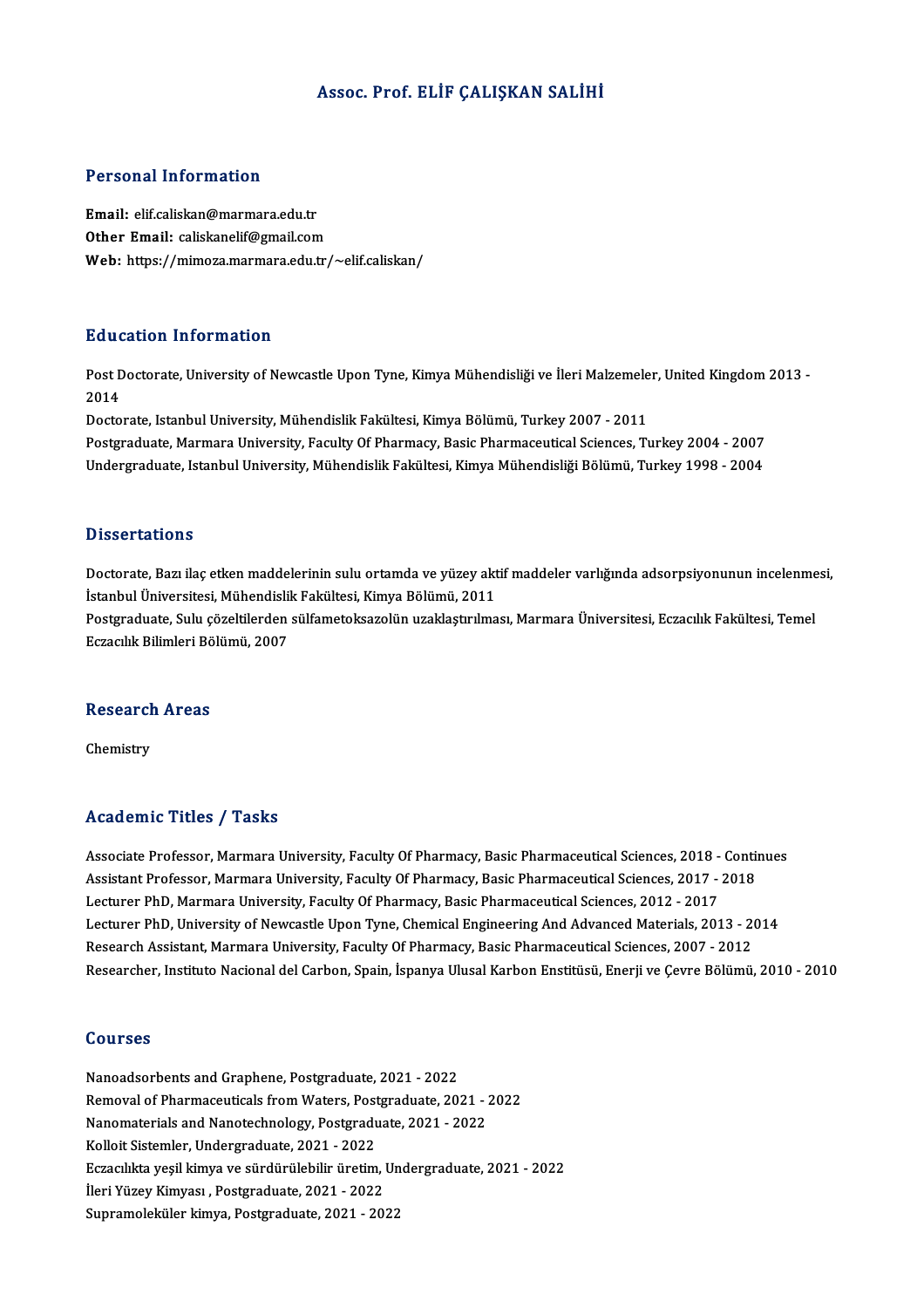# Assoc. Prof. ELİF ÇALIŞKAN SALİHİ

## Personal Information

**Email:** elif.caliskan@marmara.edu.tr
**Other Email:** caliskanelif@gmail.com
**Web:** https://mimoza.marmara.edu.tr/~elif.caliskan/

## Education Information

Post Doctorate, University of Newcastle Upon Tyne, Kimya Mühendisliği ve İleri Malzemeler, United Kingdom 2013 - 2014
Doctorate, Istanbul University, Mühendislik Fakültesi, Kimya Bölümü, Turkey 2007 - 2011
Postgraduate, Marmara University, Faculty Of Pharmacy, Basic Pharmaceutical Sciences, Turkey 2004 - 2007
Undergraduate, Istanbul University, Mühendislik Fakültesi, Kimya Mühendisliği Bölümü, Turkey 1998 - 2004

## Dissertations

Doctorate, Bazı ilaç etken maddelerinin sulu ortamda ve yüzey aktif maddeler varlığında adsorpsiyonunun incelenmesi, İstanbul Üniversitesi, Mühendislik Fakültesi, Kimya Bölümü, 2011
Postgraduate, Sulu çözeltilerden sülfametoksazolün uzaklaştırılması, Marmara Üniversitesi, Eczacılık Fakültesi, Temel Eczacılık Bilimleri Bölümü, 2007

## Research Areas

Chemistry

## Academic Titles / Tasks

Associate Professor, Marmara University, Faculty Of Pharmacy, Basic Pharmaceutical Sciences, 2018 - Continues
Assistant Professor, Marmara University, Faculty Of Pharmacy, Basic Pharmaceutical Sciences, 2017 - 2018
Lecturer PhD, Marmara University, Faculty Of Pharmacy, Basic Pharmaceutical Sciences, 2012 - 2017
Lecturer PhD, University of Newcastle Upon Tyne, Chemical Engineering And Advanced Materials, 2013 - 2014
Research Assistant, Marmara University, Faculty Of Pharmacy, Basic Pharmaceutical Sciences, 2007 - 2012
Researcher, Instituto Nacional del Carbon, Spain, İspanya Ulusal Karbon Enstitüsü, Enerji ve Çevre Bölümü, 2010 - 2010

## Courses

Nanoadsorbents and Graphene, Postgraduate, 2021 - 2022
Removal of Pharmaceuticals from Waters, Postgraduate, 2021 - 2022
Nanomaterials and Nanotechnology, Postgraduate, 2021 - 2022
Kolloit Sistemler, Undergraduate, 2021 - 2022
Eczacılıkta yeşil kimya ve sürdürülebilir üretim, Undergraduate, 2021 - 2022
İleri Yüzey Kimyası , Postgraduate, 2021 - 2022
Supramoleküler kimya, Postgraduate, 2021 - 2022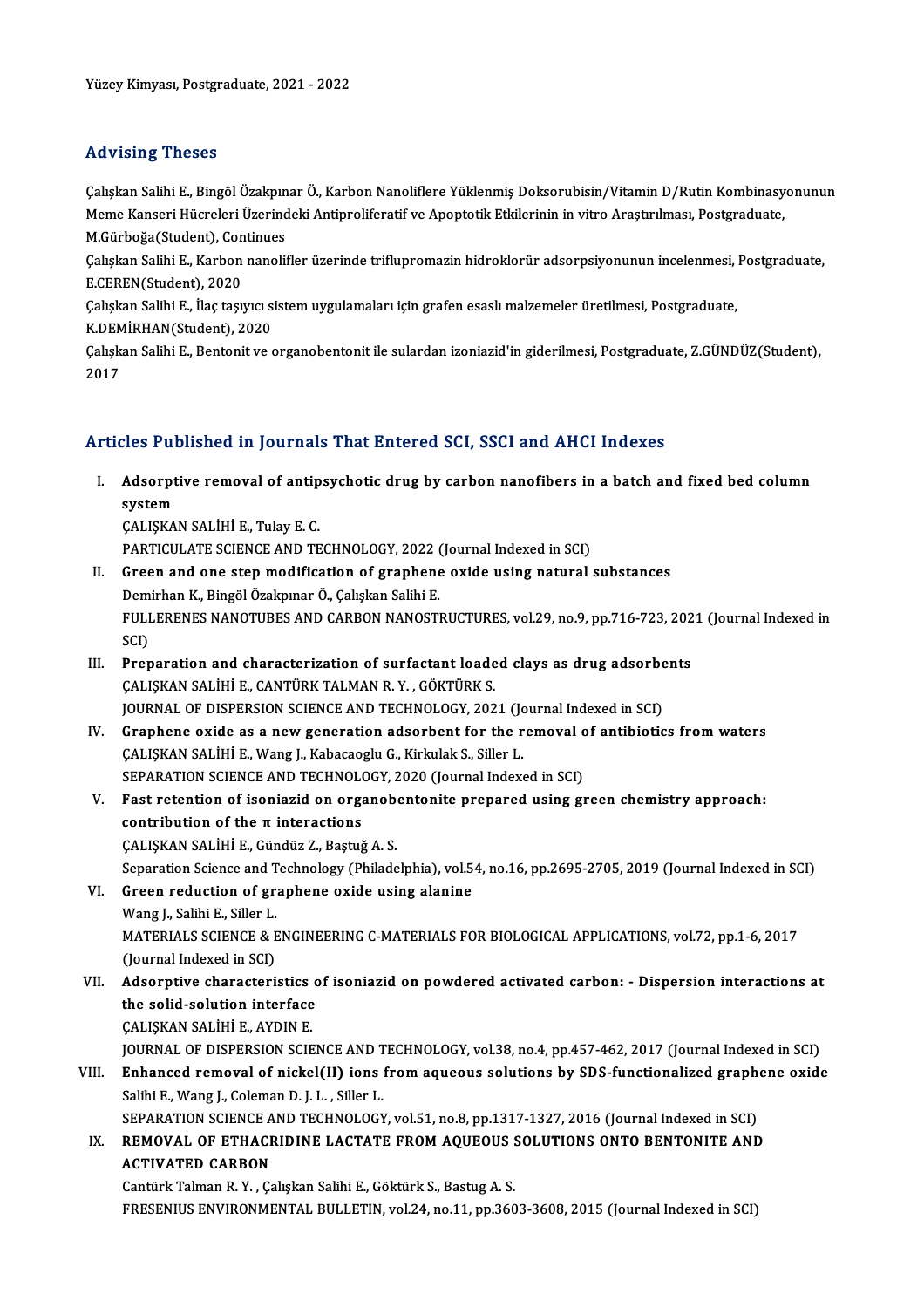Yüzey Kimyası, Postgraduate, 2021 - 2022

## Advising Theses

Çalışkan Salihi E., Bingöl Özakpınar Ö., Karbon Nanoliflere Yüklenmiş Doksorubisin/Vitamin D/Rutin Kombinasyonunun Meme Kanseri Hücreleri Üzerindeki Antiproliferatif ve Apoptotik Etkilerinin in vitro Araştırılması, Postgraduate, M.Gürboğa(Student), Continues

Çalışkan Salihi E., Karbon nanolifler üzerinde triflupromazin hidroklorür adsorpsiyonunun incelenmesi, Postgraduate, E.CEREN(Student), 2020

Çalışkan Salihi E., İlaç taşıyıcı sistem uygulamaları için grafen esaslı malzemeler üretilmesi, Postgraduate, K.DEMİRHAN(Student), 2020

Çalışkan Salihi E., Bentonit ve organobentonit ile sulardan izoniazid'in giderilmesi, Postgraduate, Z.GÜNDÜZ(Student), 2017

## Articles Published in Journals That Entered SCI, SSCI and AHCI Indexes

I. **Adsorptive removal of antipsychotic drug by carbon nanofibers in a batch and fixed bed column system**
ÇALIŞKAN SALİHİ E., Tulay E. C.
PARTICULATE SCIENCE AND TECHNOLOGY, 2022 (Journal Indexed in SCI)

II. **Green and one step modification of graphene oxide using natural substances**
Demirhan K., Bingöl Özakpınar Ö., Çalışkan Salihi E.
FULLERENES NANOTUBES AND CARBON NANOSTRUCTURES, vol.29, no.9, pp.716-723, 2021 (Journal Indexed in SCI)

III. **Preparation and characterization of surfactant loaded clays as drug adsorbents**
ÇALIŞKAN SALİHİ E., CANTÜRK TALMAN R. Y. , GÖKTÜRK S.
JOURNAL OF DISPERSION SCIENCE AND TECHNOLOGY, 2021 (Journal Indexed in SCI)

IV. **Graphene oxide as a new generation adsorbent for the removal of antibiotics from waters**
ÇALIŞKAN SALİHİ E., Wang J., Kabacaoglu G., Kirkulak S., Siller L.
SEPARATION SCIENCE AND TECHNOLOGY, 2020 (Journal Indexed in SCI)

V. **Fast retention of isoniazid on organobentonite prepared using green chemistry approach: contribution of the π interactions**
ÇALIŞKAN SALİHİ E., Gündüz Z., Baştuğ A. S.
Separation Science and Technology (Philadelphia), vol.54, no.16, pp.2695-2705, 2019 (Journal Indexed in SCI)

VI. **Green reduction of graphene oxide using alanine**
Wang J., Salihi E., Siller L.
MATERIALS SCIENCE & ENGINEERING C-MATERIALS FOR BIOLOGICAL APPLICATIONS, vol.72, pp.1-6, 2017 (Journal Indexed in SCI)

VII. **Adsorptive characteristics of isoniazid on powdered activated carbon: - Dispersion interactions at the solid-solution interface**
ÇALIŞKAN SALİHİ E., AYDIN E.
JOURNAL OF DISPERSION SCIENCE AND TECHNOLOGY, vol.38, no.4, pp.457-462, 2017 (Journal Indexed in SCI)

VIII. **Enhanced removal of nickel(II) ions from aqueous solutions by SDS-functionalized graphene oxide**
Salihi E., Wang J., Coleman D. J. L. , Siller L.
SEPARATION SCIENCE AND TECHNOLOGY, vol.51, no.8, pp.1317-1327, 2016 (Journal Indexed in SCI)

IX. **REMOVAL OF ETHACRIDINE LACTATE FROM AQUEOUS SOLUTIONS ONTO BENTONITE AND ACTIVATED CARBON**
Cantürk Talman R. Y. , Çalışkan Salihi E., Göktürk S., Bastug A. S.
FRESENIUS ENVIRONMENTAL BULLETIN, vol.24, no.11, pp.3603-3608, 2015 (Journal Indexed in SCI)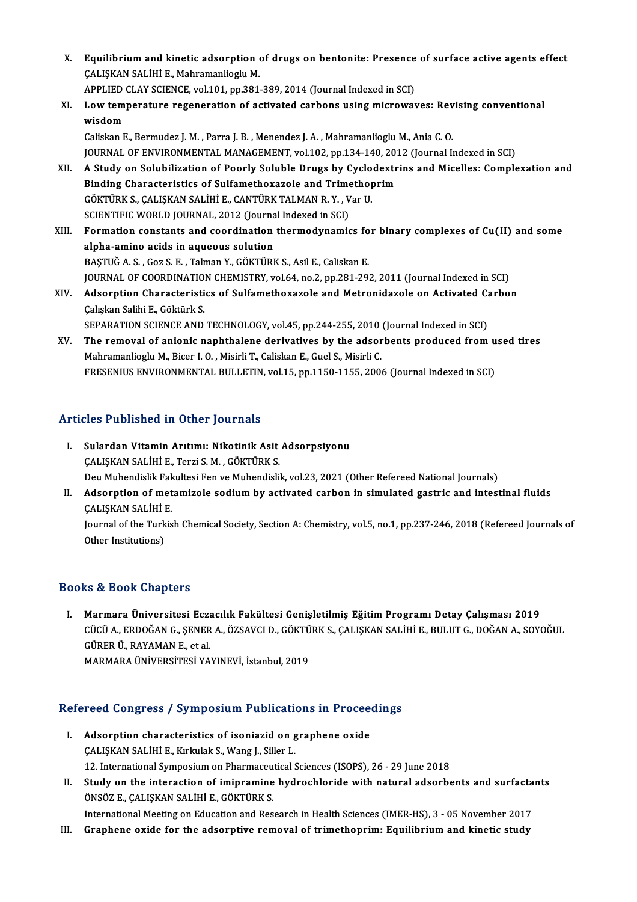X. **Equilibrium and kinetic adsorption of drugs on bentonite: Presence of surface active agents effect**
ÇALIŞKAN SALİHİ E., Mahramanlioglu M.
APPLIED CLAY SCIENCE, vol.101, pp.381-389, 2014 (Journal Indexed in SCI)

XI. **Low temperature regeneration of activated carbons using microwaves: Revising conventional wisdom**
Caliskan E., Bermudez J. M. , Parra J. B. , Menendez J. A. , Mahramanlioglu M., Ania C. O.
JOURNAL OF ENVIRONMENTAL MANAGEMENT, vol.102, pp.134-140, 2012 (Journal Indexed in SCI)

XII. **A Study on Solubilization of Poorly Soluble Drugs by Cyclodextrins and Micelles: Complexation and Binding Characteristics of Sulfamethoxazole and Trimethoprim**
GÖKTÜRK S., ÇALIŞKAN SALİHİ E., CANTÜRK TALMAN R. Y. , Var U.
SCIENTIFIC WORLD JOURNAL, 2012 (Journal Indexed in SCI)

XIII. **Formation constants and coordination thermodynamics for binary complexes of Cu(II) and some alpha-amino acids in aqueous solution**
BAŞTUĞ A. S. , Goz S. E. , Talman Y., GÖKTÜRK S., Asil E., Caliskan E.
JOURNAL OF COORDINATION CHEMISTRY, vol.64, no.2, pp.281-292, 2011 (Journal Indexed in SCI)

XIV. **Adsorption Characteristics of Sulfamethoxazole and Metronidazole on Activated Carbon**
Çalışkan Salihi E., Göktürk S.
SEPARATION SCIENCE AND TECHNOLOGY, vol.45, pp.244-255, 2010 (Journal Indexed in SCI)

XV. **The removal of anionic naphthalene derivatives by the adsorbents produced from used tires**
Mahramanlioglu M., Bicer I. O. , Misirli T., Caliskan E., Guel S., Misirli C.
FRESENIUS ENVIRONMENTAL BULLETIN, vol.15, pp.1150-1155, 2006 (Journal Indexed in SCI)

## Articles Published in Other Journals

I. **Sulardan Vitamin Arıtımı: Nikotinik Asit Adsorpsiyonu**
ÇALIŞKAN SALİHİ E., Terzi S. M. , GÖKTÜRK S.
Deu Muhendislik Fakultesi Fen ve Muhendislik, vol.23, 2021 (Other Refereed National Journals)

II. **Adsorption of metamizole sodium by activated carbon in simulated gastric and intestinal fluids**
ÇALIŞKAN SALİHİ E.
Journal of the Turkish Chemical Society, Section A: Chemistry, vol.5, no.1, pp.237-246, 2018 (Refereed Journals of Other Institutions)

## Books & Book Chapters

I. **Marmara Üniversitesi Eczacılık Fakültesi Genişletilmiş Eğitim Programı Detay Çalışması 2019**
CÜCÜ A., ERDOĞAN G., ŞENER A., ÖZSAVCI D., GÖKTÜRK S., ÇALIŞKAN SALİHİ E., BULUT G., DOĞAN A., SOYOĞUL GÜRER Ü., RAYAMAN E., et al.
MARMARA ÜNİVERSİTESİ YAYINEVİ, İstanbul, 2019

## Refereed Congress / Symposium Publications in Proceedings

I. **Adsorption characteristics of isoniazid on graphene oxide**
ÇALIŞKAN SALİHİ E., Kırkulak S., Wang J., Siller L.
12. International Symposium on Pharmaceutical Sciences (ISOPS), 26 - 29 June 2018

II. **Study on the interaction of imipramine hydrochloride with natural adsorbents and surfactants**
ÖNSÖZ E., ÇALIŞKAN SALİHİ E., GÖKTÜRK S.
International Meeting on Education and Research in Health Sciences (IMER-HS), 3 - 05 November 2017

III. **Graphene oxide for the adsorptive removal of trimethoprim: Equilibrium and kinetic study**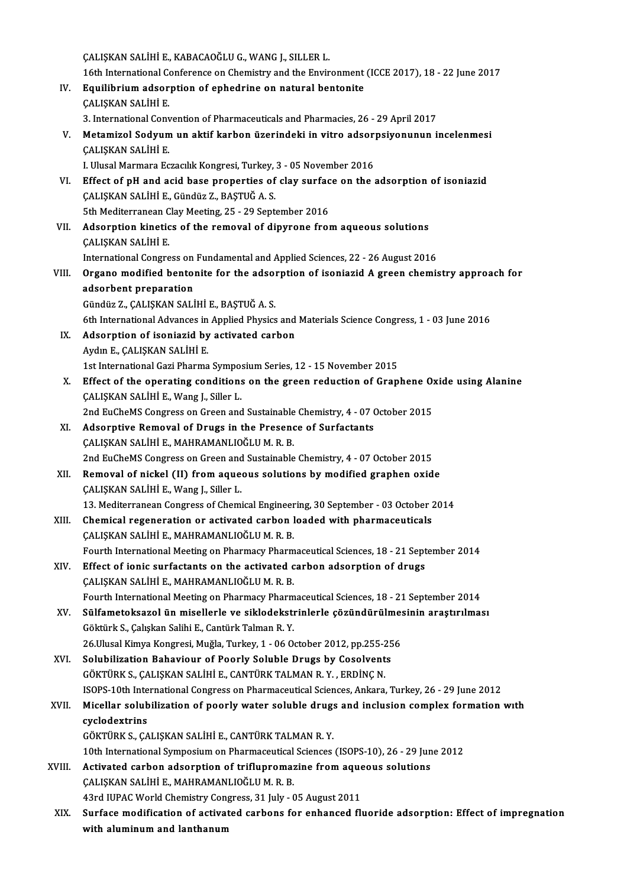ÇALIŞKAN SALİHİ E., KABACAOĞLU G., WANG J., SILLER L.
16th International Conference on Chemistry and the Environment (ICCE 2017), 18 - 22 June 2017

IV. **Equilibrium adsorption of ephedrine on natural bentonite**
ÇALIŞKAN SALİHİ E.
3. International Convention of Pharmaceuticals and Pharmacies, 26 - 29 April 2017

V. **Metamizol Sodyum un aktif karbon üzerindeki in vitro adsorpsiyonunun incelenmesi**
ÇALIŞKAN SALİHİ E.
I. Ulusal Marmara Eczacılık Kongresi, Turkey, 3 - 05 November 2016

VI. **Effect of pH and acid base properties of clay surface on the adsorption of isoniazid**
ÇALIŞKAN SALİHİ E., Gündüz Z., BAŞTUĞ A. S.
5th Mediterranean Clay Meeting, 25 - 29 September 2016

VII. **Adsorption kinetics of the removal of dipyrone from aqueous solutions**
ÇALIŞKAN SALİHİ E.
International Congress on Fundamental and Applied Sciences, 22 - 26 August 2016

VIII. **Organo modified bentonite for the adsorption of isoniazid A green chemistry approach for adsorbent preparation**
Gündüz Z., ÇALIŞKAN SALİHİ E., BAŞTUĞ A. S.
6th International Advances in Applied Physics and Materials Science Congress, 1 - 03 June 2016

IX. **Adsorption of isoniazid by activated carbon**
Aydın E., ÇALIŞKAN SALİHİ E.
1st International Gazi Pharma Symposium Series, 12 - 15 November 2015

X. **Effect of the operating conditions on the green reduction of Graphene Oxide using Alanine**
ÇALIŞKAN SALİHİ E., Wang J., Siller L.
2nd EuCheMS Congress on Green and Sustainable Chemistry, 4 - 07 October 2015

XI. **Adsorptive Removal of Drugs in the Presence of Surfactants**
ÇALIŞKAN SALİHİ E., MAHRAMANLIOĞLU M. R. B.
2nd EuCheMS Congress on Green and Sustainable Chemistry, 4 - 07 October 2015

XII. **Removal of nickel (II) from aqueous solutions by modified graphen oxide**
ÇALIŞKAN SALİHİ E., Wang J., Siller L.
13. Mediterranean Congress of Chemical Engineering, 30 September - 03 October 2014

XIII. **Chemical regeneration or activated carbon loaded with pharmaceuticals**
ÇALIŞKAN SALİHİ E., MAHRAMANLIOĞLU M. R. B.
Fourth International Meeting on Pharmacy Pharmaceutical Sciences, 18 - 21 September 2014

XIV. **Effect of ionic surfactants on the activated carbon adsorption of drugs**
ÇALIŞKAN SALİHİ E., MAHRAMANLIOĞLU M. R. B.
Fourth International Meeting on Pharmacy Pharmaceutical Sciences, 18 - 21 September 2014

XV. **Sülfametoksazol ün misellerle ve siklodekstrinlerle çözündürülmesinin araştırılması**
Göktürk S., Çalışkan Salihi E., Cantürk Talman R. Y.
26.Ulusal Kimya Kongresi, Muğla, Turkey, 1 - 06 October 2012, pp.255-256

XVI. **Solubilization Bahaviour of Poorly Soluble Drugs by Cosolvents**
GÖKTÜRK S., ÇALIŞKAN SALİHİ E., CANTÜRK TALMAN R. Y. , ERDİNÇ N.
ISOPS-10th International Congress on Pharmaceutical Sciences, Ankara, Turkey, 26 - 29 June 2012

XVII. **Micellar solubilization of poorly water soluble drugs and inclusion complex formation with cyclodextrins**
GÖKTÜRK S., ÇALIŞKAN SALİHİ E., CANTÜRK TALMAN R. Y.
10th International Symposium on Pharmaceutical Sciences (ISOPS-10), 26 - 29 June 2012

XVIII. **Activated carbon adsorption of triflupromazine from aqueous solutions**
ÇALIŞKAN SALİHİ E., MAHRAMANLIOĞLU M. R. B.
43rd IUPAC World Chemistry Congress, 31 July - 05 August 2011

XIX. **Surface modification of activated carbons for enhanced fluoride adsorption: Effect of impregnation with aluminum and lanthanum**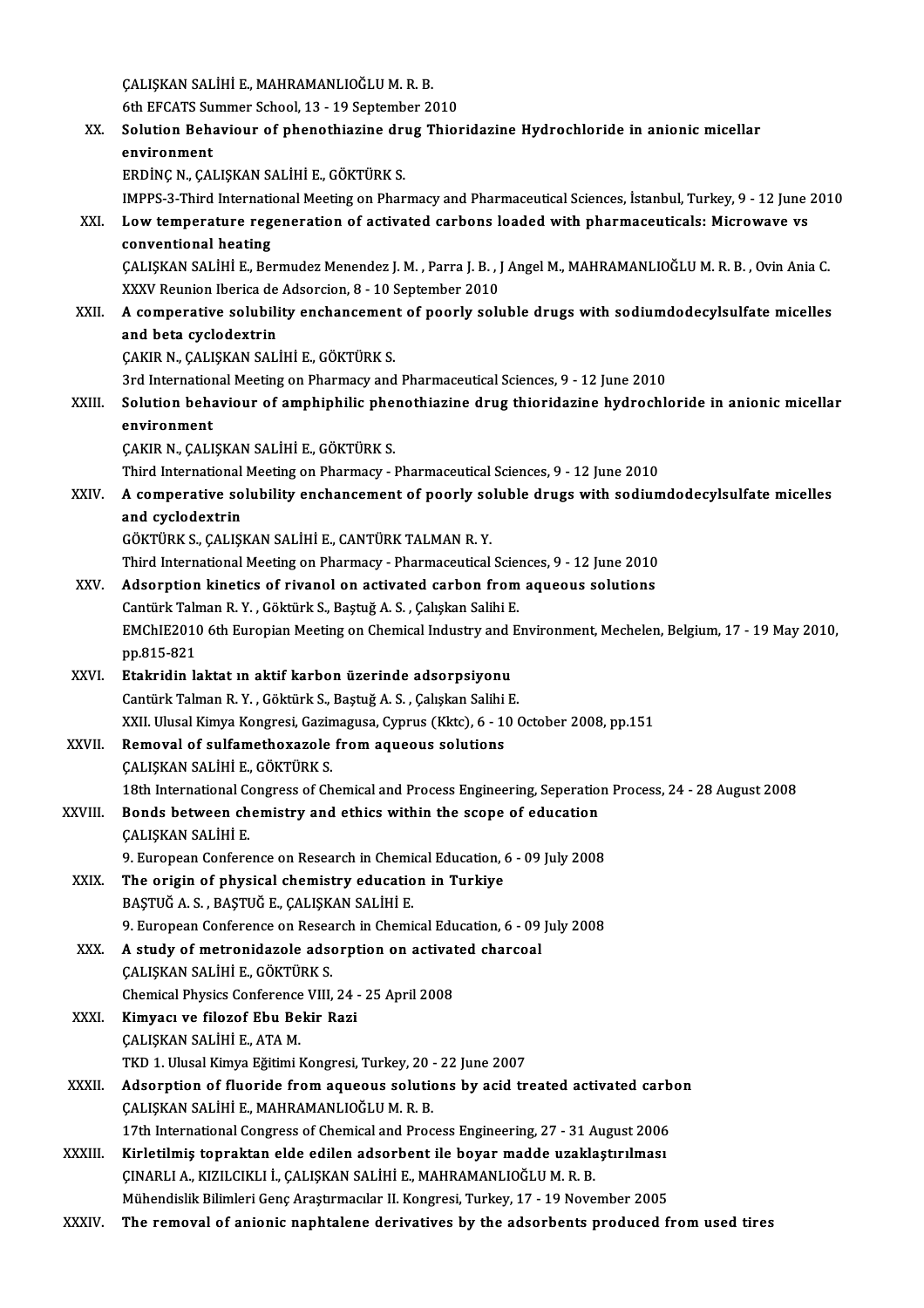ÇALIŞKAN SALİHİ E., MAHRAMANLIOĞLU M. R. B.
6th EFCATS Summer School, 13 - 19 September 2010

XX. **Solution Behaviour of phenothiazine drug Thioridazine Hydrochloride in anionic micellar environment**
ERDİNÇ N., ÇALIŞKAN SALİHİ E., GÖKTÜRK S.
IMPPS-3-Third International Meeting on Pharmacy and Pharmaceutical Sciences, İstanbul, Turkey, 9 - 12 June 2010

XXI. **Low temperature regeneration of activated carbons loaded with pharmaceuticals: Microwave vs conventional heating**
ÇALIŞKAN SALİHİ E., Bermudez Menendez J. M. , Parra J. B. , J Angel M., MAHRAMANLIOĞLU M. R. B. , Ovin Ania C.
XXXV Reunion Iberica de Adsorcion, 8 - 10 September 2010

XXII. **A comperative solubility enchancement of poorly soluble drugs with sodiumdodecylsulfate micelles and beta cyclodextrin**
ÇAKIR N., ÇALIŞKAN SALİHİ E., GÖKTÜRK S.
3rd International Meeting on Pharmacy and Pharmaceutical Sciences, 9 - 12 June 2010

XXIII. **Solution behaviour of amphiphilic phenothiazine drug thioridazine hydrochloride in anionic micellar environment**
ÇAKIR N., ÇALIŞKAN SALİHİ E., GÖKTÜRK S.
Third International Meeting on Pharmacy - Pharmaceutical Sciences, 9 - 12 June 2010

XXIV. **A comperative solubility enchancement of poorly soluble drugs with sodiumdodecylsulfate micelles and cyclodextrin**
GÖKTÜRK S., ÇALIŞKAN SALİHİ E., CANTÜRK TALMAN R. Y.
Third International Meeting on Pharmacy - Pharmaceutical Sciences, 9 - 12 June 2010

XXV. **Adsorption kinetics of rivanol on activated carbon from aqueous solutions**
Cantürk Talman R. Y. , Göktürk S., Baştuğ A. S. , Çalışkan Salihi E.
EMChIE2010 6th Europian Meeting on Chemical Industry and Environment, Mechelen, Belgium, 17 - 19 May 2010, pp.815-821

XXVI. **Etakridin laktat ın aktif karbon üzerinde adsorpsiyonu**
Cantürk Talman R. Y. , Göktürk S., Baştuğ A. S. , Çalışkan Salihi E.
XXII. Ulusal Kimya Kongresi, Gazimagusa, Cyprus (Kktc), 6 - 10 October 2008, pp.151

XXVII. **Removal of sulfamethoxazole from aqueous solutions**
ÇALIŞKAN SALİHİ E., GÖKTÜRK S.
18th International Congress of Chemical and Process Engineering, Seperation Process, 24 - 28 August 2008

XXVIII. **Bonds between chemistry and ethics within the scope of education**
ÇALIŞKAN SALİHİ E.
9. European Conference on Research in Chemical Education, 6 - 09 July 2008

XXIX. **The origin of physical chemistry education in Turkiye**
BAŞTUĞ A. S. , BAŞTUĞ E., ÇALIŞKAN SALİHİ E.
9. European Conference on Research in Chemical Education, 6 - 09 July 2008

XXX. **A study of metronidazole adsorption on activated charcoal**
ÇALIŞKAN SALİHİ E., GÖKTÜRK S.
Chemical Physics Conference VIII, 24 - 25 April 2008

XXXI. **Kimyacı ve filozof Ebu Bekir Razi**
ÇALIŞKAN SALİHİ E., ATA M.
TKD 1. Ulusal Kimya Eğitimi Kongresi, Turkey, 20 - 22 June 2007

XXXII. **Adsorption of fluoride from aqueous solutions by acid treated activated carbon**
ÇALIŞKAN SALİHİ E., MAHRAMANLIOĞLU M. R. B.
17th International Congress of Chemical and Process Engineering, 27 - 31 August 2006

XXXIII. **Kirletilmiş topraktan elde edilen adsorbent ile boyar madde uzaklaştırılması**
ÇINARLI A., KIZILCIKLI İ., ÇALIŞKAN SALİHİ E., MAHRAMANLIOĞLU M. R. B.
Mühendislik Bilimleri Genç Araştırmacılar II. Kongresi, Turkey, 17 - 19 November 2005

XXXIV. **The removal of anionic naphtalene derivatives by the adsorbents produced from used tires**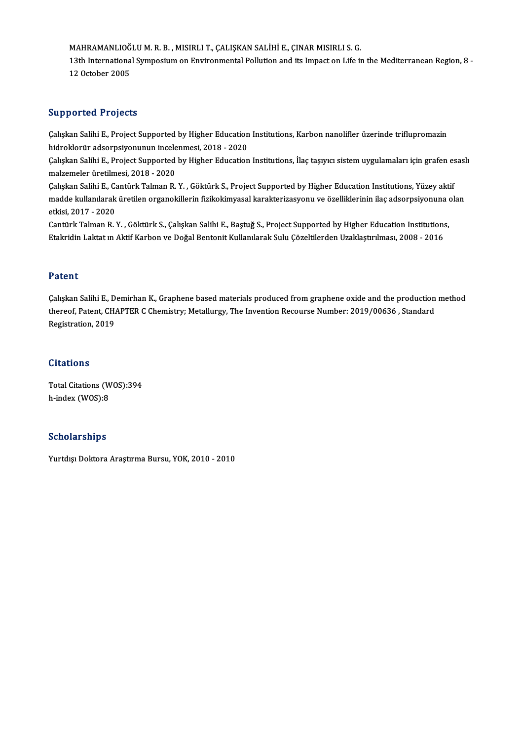MAHRAMANLIOĞLU M. R. B. , MISIRLI T., ÇALIŞKAN SALİHİ E., ÇINAR MISIRLI S. G.
13th International Symposium on Environmental Pollution and its Impact on Life in the Mediterranean Region, 8 - 12 October 2005

## Supported Projects

Çalışkan Salihi E., Project Supported by Higher Education Institutions, Karbon nanolifler üzerinde triflupromazin hidroklorür adsorpsiyonunun incelenmesi, 2018 - 2020

Çalışkan Salihi E., Project Supported by Higher Education Institutions, İlaç taşıyıcı sistem uygulamaları için grafen esaslı malzemeler üretilmesi, 2018 - 2020

Çalışkan Salihi E., Cantürk Talman R. Y. , Göktürk S., Project Supported by Higher Education Institutions, Yüzey aktif madde kullanılarak üretilen organokillerin fizikokimyasal karakterizasyonu ve özelliklerinin ilaç adsorpsiyonuna olan etkisi, 2017 - 2020

Cantürk Talman R. Y. , Göktürk S., Çalışkan Salihi E., Baştuğ S., Project Supported by Higher Education Institutions, Etakridin Laktat ın Aktif Karbon ve Doğal Bentonit Kullanılarak Sulu Çözeltilerden Uzaklaştırılması, 2008 - 2016

## Patent

Çalışkan Salihi E., Demirhan K., Graphene based materials produced from graphene oxide and the production method thereof, Patent, CHAPTER C Chemistry; Metallurgy, The Invention Recourse Number: 2019/00636 , Standard Registration, 2019

## Citations

Total Citations (WOS):394
h-index (WOS):8

## Scholarships

Yurtdışı Doktora Araştırma Bursu, YOK, 2010 - 2010